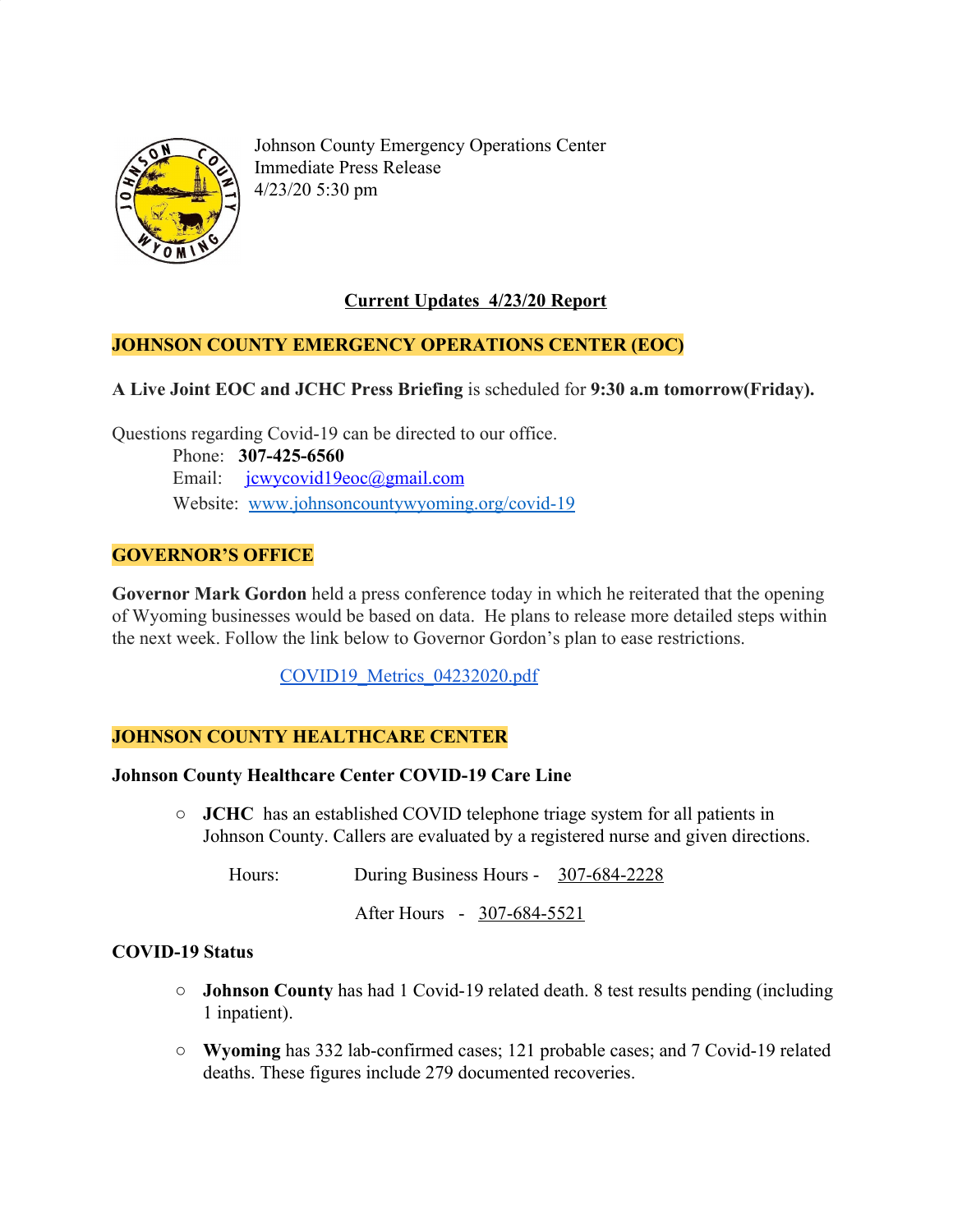Johnson County Emergency Operations Center
Immediate Press Release
4/23/20 5:30 pm

## Current Updates 4/23/20 Report

## JOHNSON COUNTY EMERGENCY OPERATIONS CENTER (EOC)

**A Live Joint EOC and JCHC Press Briefing** is scheduled for **9:30 a.m tomorrow(Friday).**

Questions regarding Covid-19 can be directed to our office.

Phone: **307-425-6560**
Email: jcwycovid19eoc@gmail.com
Website: www.johnsoncountywyoming.org/covid-19

## GOVERNOR'S OFFICE

**Governor Mark Gordon** held a press conference today in which he reiterated that the opening of Wyoming businesses would be based on data. He plans to release more detailed steps within the next week. Follow the link below to Governor Gordon's plan to ease restrictions.

COVID19_Metrics_04232020.pdf

## JOHNSON COUNTY HEALTHCARE CENTER

### Johnson County Healthcare Center COVID-19 Care Line

- **JCHC** has an established COVID telephone triage system for all patients in Johnson County. Callers are evaluated by a registered nurse and given directions.

  Hours: During Business Hours - 307-684-2228

  After Hours - 307-684-5521

### COVID-19 Status

- **Johnson County** has had 1 Covid-19 related death. 8 test results pending (including 1 inpatient).
- **Wyoming** has 332 lab-confirmed cases; 121 probable cases; and 7 Covid-19 related deaths. These figures include 279 documented recoveries.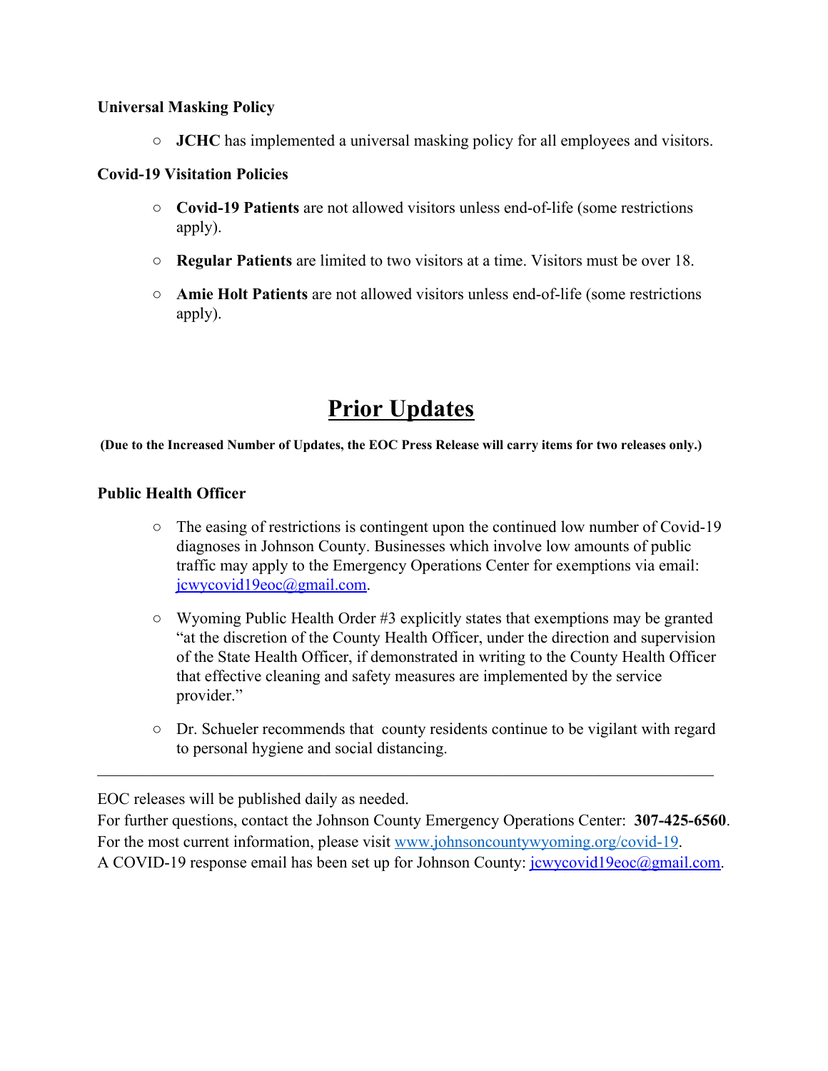**Universal Masking Policy**

- **JCHC** has implemented a universal masking policy for all employees and visitors.

**Covid-19 Visitation Policies**

- **Covid-19 Patients** are not allowed visitors unless end-of-life (some restrictions apply).
- **Regular Patients** are limited to two visitors at a time. Visitors must be over 18.
- **Amie Holt Patients** are not allowed visitors unless end-of-life (some restrictions apply).

# Prior Updates

**(Due to the Increased Number of Updates, the EOC Press Release will carry items for two releases only.)**

**Public Health Officer**

- The easing of restrictions is contingent upon the continued low number of Covid-19 diagnoses in Johnson County. Businesses which involve low amounts of public traffic may apply to the Emergency Operations Center for exemptions via email: jcwycovid19eoc@gmail.com.
- Wyoming Public Health Order #3 explicitly states that exemptions may be granted "at the discretion of the County Health Officer, under the direction and supervision of the State Health Officer, if demonstrated in writing to the County Health Officer that effective cleaning and safety measures are implemented by the service provider."
- Dr. Schueler recommends that county residents continue to be vigilant with regard to personal hygiene and social distancing.

---

EOC releases will be published daily as needed.
For further questions, contact the Johnson County Emergency Operations Center: **307-425-6560**.
For the most current information, please visit www.johnsoncountywyoming.org/covid-19.
A COVID-19 response email has been set up for Johnson County: jcwycovid19eoc@gmail.com.